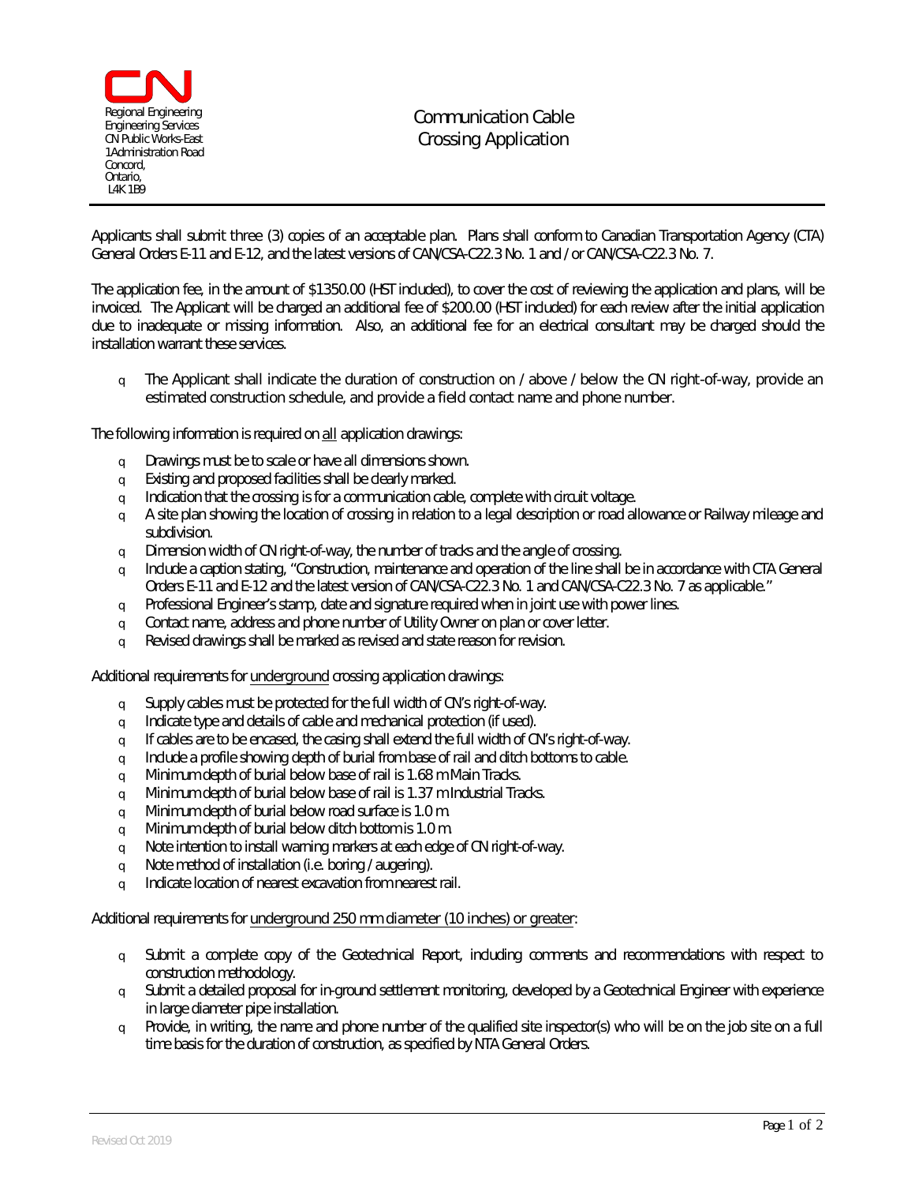Regional Engineering
Engineering Services
CN Public Works-East
1 Administration Road
Concord,
Ontario,
L4K 1B9

# Communication Cable Crossing Application

Applicants shall submit three (3) copies of an acceptable plan. Plans shall conform to Canadian Transportation Agency (CTA) General Orders E-11 and E-12, and the latest versions of CAN/CSA-C22.3 No. 1 and / or CAN/CSA-C22.3 No. 7.

The application fee, in the amount of $1350.00 (HST included), to cover the cost of reviewing the application and plans, will be invoiced. The Applicant will be charged an additional fee of $200.00 (HST included) for each review after the initial application due to inadequate or missing information. Also, an additional fee for an electrical consultant may be charged should the installation warrant these services.

- The Applicant shall indicate the duration of construction on / above / below the CN right-of-way, provide an estimated construction schedule, and provide a field contact name and phone number.

The following information is required on all application drawings:

- Drawings must be to scale or have all dimensions shown.
- Existing and proposed facilities shall be clearly marked.
- Indication that the crossing is for a communication cable, complete with circuit voltage.
- A site plan showing the location of crossing in relation to a legal description or road allowance or Railway mileage and subdivision.
- Dimension width of CN right-of-way, the number of tracks and the angle of crossing.
- Include a caption stating, "Construction, maintenance and operation of the line shall be in accordance with CTA General Orders E-11 and E-12 and the latest version of CAN/CSA-C22.3 No. 1 and CAN/CSA-C22.3 No. 7 as applicable."
- Professional Engineer's stamp, date and signature required when in joint use with power lines.
- Contact name, address and phone number of Utility Owner on plan or cover letter.
- Revised drawings shall be marked as revised and state reason for revision.

Additional requirements for underground crossing application drawings:

- Supply cables must be protected for the full width of CN's right-of-way.
- Indicate type and details of cable and mechanical protection (if used).
- If cables are to be encased, the casing shall extend the full width of CN's right-of-way.
- Include a profile showing depth of burial from base of rail and ditch bottoms to cable.
- Minimum depth of burial below base of rail is 1.68 m Main Tracks.
- Minimum depth of burial below base of rail is 1.37 m Industrial Tracks.
- Minimum depth of burial below road surface is 1.0 m.
- Minimum depth of burial below ditch bottom is 1.0 m.
- Note intention to install warning markers at each edge of CN right-of-way.
- Note method of installation (i.e. boring / augering).
- Indicate location of nearest excavation from nearest rail.

Additional requirements for underground 250 mm diameter (10 inches) or greater:

- Submit a complete copy of the Geotechnical Report, including comments and recommendations with respect to construction methodology.
- Submit a detailed proposal for in-ground settlement monitoring, developed by a Geotechnical Engineer with experience in large diameter pipe installation.
- Provide, in writing, the name and phone number of the qualified site inspector(s) who will be on the job site on a full time basis for the duration of construction, as specified by NTA General Orders.

Revised Oct 2019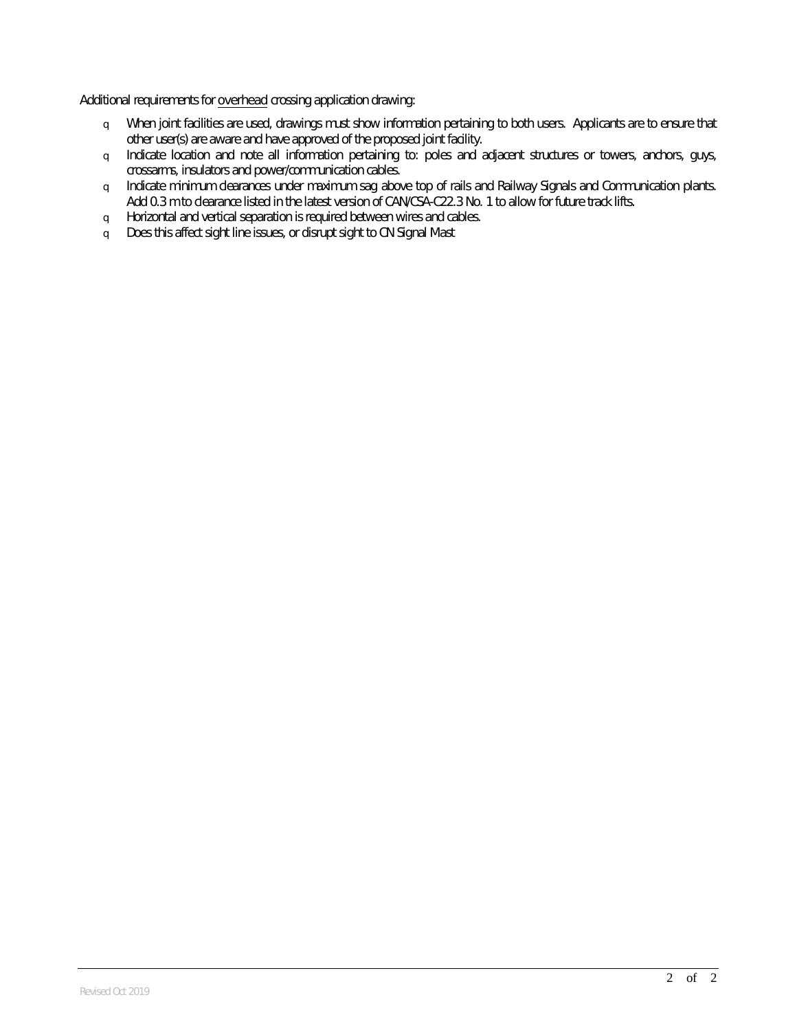Additional requirements for <u>overhead</u> crossing application drawing:

- When joint facilities are used, drawings must show information pertaining to both users. Applicants are to ensure that other user(s) are aware and have approved of the proposed joint facility.
- Indicate location and note all information pertaining to: poles and adjacent structures or towers, anchors, guys, crossarms, insulators and power/communication cables.
- Indicate minimum clearances under maximum sag above top of rails and Railway Signals and Communication plants. Add 0.3 m to clearance listed in the latest version of CAN/CSA-C22.3 No. 1 to allow for future track lifts.
- Horizontal and vertical separation is required between wires and cables.
- Does this affect sight line issues, or disrupt sight to CN Signal Mast

Revised Oct 2019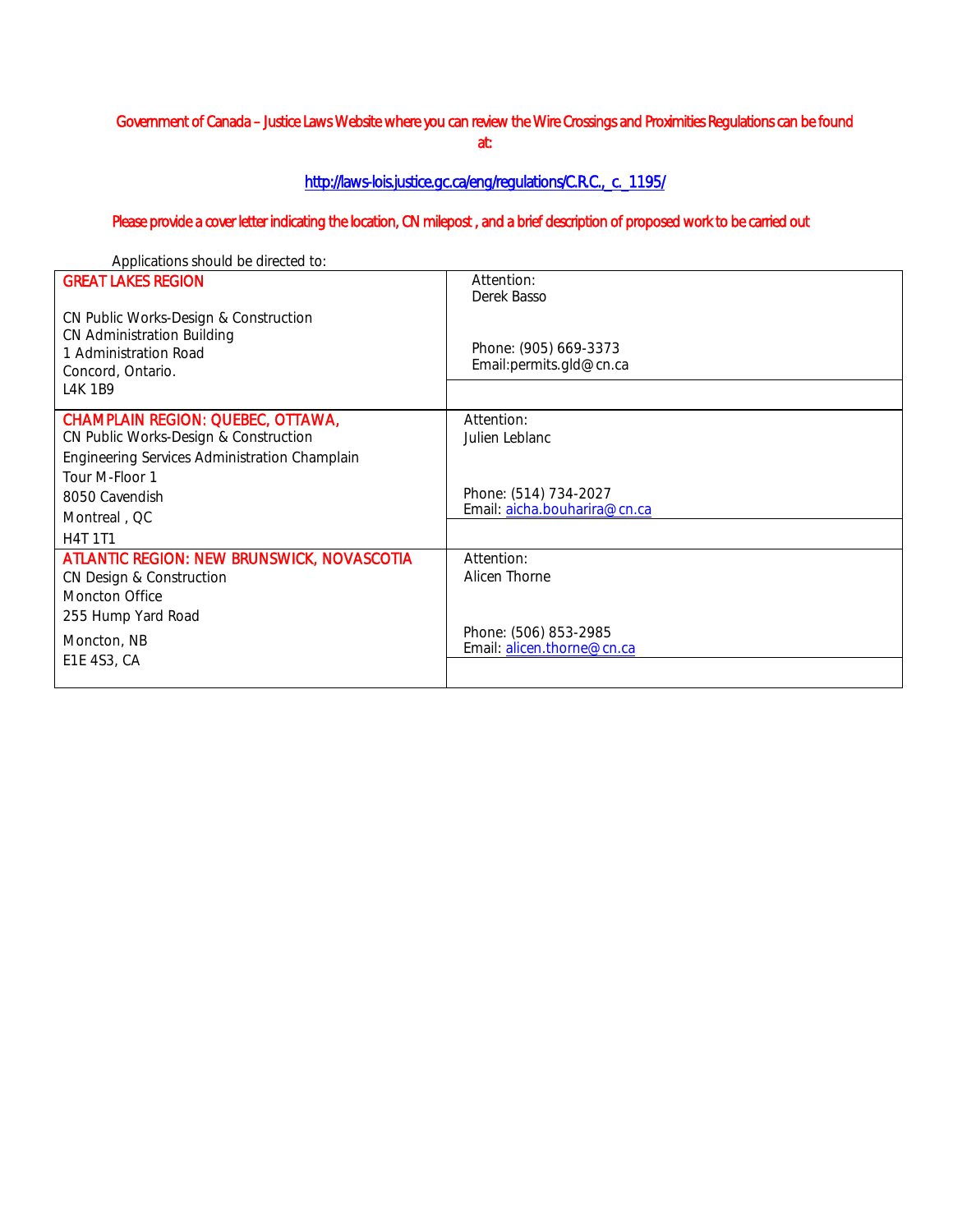Government of Canada – Justice Laws Website where you can review the Wire Crossings and Proximities Regulations can be found at:

http://laws-lois.justice.gc.ca/eng/regulations/C.R.C.,_c._1195/

Please provide a cover letter indicating the location, CN milepost , and a brief description of proposed work to be carried out

Applications should be directed to:

| | |
|---|---|
| GREAT LAKES REGION<br><br>CN Public Works-Design & Construction<br>CN Administration Building<br>1 Administration Road<br>Concord, Ontario.<br>L4K 1B9 | Attention:<br>Derek Basso<br><br>Phone: (905) 669-3373<br>Email:permits.gld@cn.ca |
| CHAMPLAIN REGION: QUEBEC, OTTAWA,<br>CN Public Works-Design & Construction<br>Engineering Services Administration Champlain<br>Tour M-Floor 1<br>8050 Cavendish<br>Montreal , QC<br>H4T 1T1 | Attention:<br>Julien Leblanc<br><br>Phone: (514) 734-2027<br>Email: aicha.bouharira@cn.ca |
| ATLANTIC REGION: NEW BRUNSWICK, NOVASCOTIA<br>CN Design & Construction<br>Moncton Office<br>255 Hump Yard Road<br>Moncton, NB<br>E1E 4S3, CA | Attention:<br>Alicen Thorne<br><br>Phone: (506) 853-2985<br>Email: alicen.thorne@cn.ca |